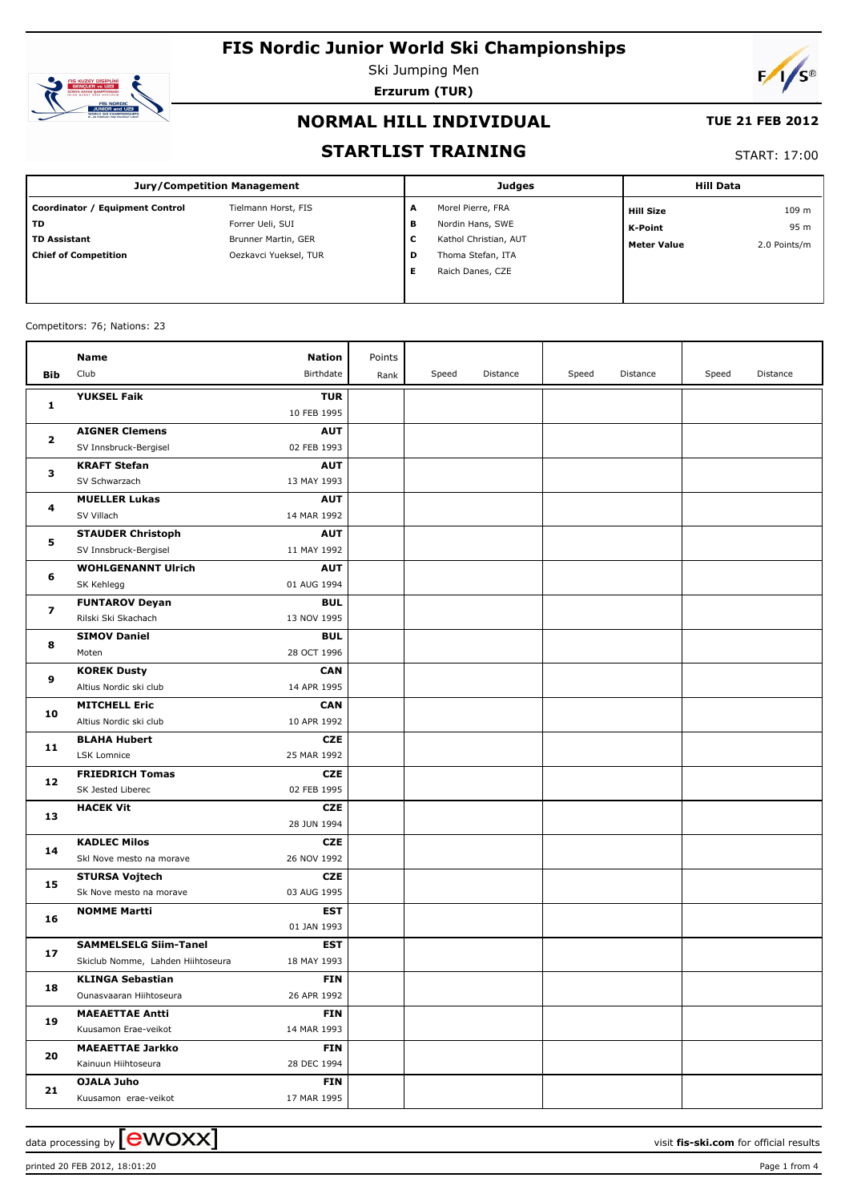# FIS Nordic Junior World Ski Championships

Ski Jumping Men

**Erzurum (TUR)**

## NORMAL HILL INDIVIDUAL

**TUE 21 FEB 2012**

## STARTLIST TRAINING

START: 17:00

| Jury/Competition Management | | Judges | | Hill Data | |
|---|---|---|---|---|---|
| **Coordinator / Equipment Control** | Tielmann Horst, FIS | A | Morel Pierre, FRA | **Hill Size** | 109 m |
| **TD** | Forrer Ueli, SUI | B | Nordin Hans, SWE | **K-Point** | 95 m |
| **TD Assistant** | Brunner Martin, GER | C | Kathol Christian, AUT | **Meter Value** | 2.0 Points/m |
| **Chief of Competition** | Oezkavci Yueksel, TUR | D | Thoma Stefan, ITA | | |
| | | E | Raich Danes, CZE | | |

Competitors: 76; Nations: 23

| Bib | Name / Club | Nation / Birthdate | Points / Rank | Speed | Distance | Speed | Distance | Speed | Distance |
|---|---|---|---|---|---|---|---|---|---|
| 1 | **YUKSEL Faik** | **TUR** 10 FEB 1995 | | | | | | | |
| 2 | **AIGNER Clemens** SV Innsbruck-Bergisel | **AUT** 02 FEB 1993 | | | | | | | |
| 3 | **KRAFT Stefan** SV Schwarzach | **AUT** 13 MAY 1993 | | | | | | | |
| 4 | **MUELLER Lukas** SV Villach | **AUT** 14 MAR 1992 | | | | | | | |
| 5 | **STAUDER Christoph** SV Innsbruck-Bergisel | **AUT** 11 MAY 1992 | | | | | | | |
| 6 | **WOHLGENANNT Ulrich** SK Kehlegg | **AUT** 01 AUG 1994 | | | | | | | |
| 7 | **FUNTAROV Deyan** Rilski Ski Skachach | **BUL** 13 NOV 1995 | | | | | | | |
| 8 | **SIMOV Daniel** Moten | **BUL** 28 OCT 1996 | | | | | | | |
| 9 | **KOREK Dusty** Altius Nordic ski club | **CAN** 14 APR 1995 | | | | | | | |
| 10 | **MITCHELL Eric** Altius Nordic ski club | **CAN** 10 APR 1992 | | | | | | | |
| 11 | **BLAHA Hubert** LSK Lomnice | **CZE** 25 MAR 1992 | | | | | | | |
| 12 | **FRIEDRICH Tomas** SK Jested Liberec | **CZE** 02 FEB 1995 | | | | | | | |
| 13 | **HACEK Vit** | **CZE** 28 JUN 1994 | | | | | | | |
| 14 | **KADLEC Milos** Skl Nove mesto na morave | **CZE** 26 NOV 1992 | | | | | | | |
| 15 | **STURSA Vojtech** Sk Nove mesto na morave | **CZE** 03 AUG 1995 | | | | | | | |
| 16 | **NOMME Martti** | **EST** 01 JAN 1993 | | | | | | | |
| 17 | **SAMMELSELG Siim-Tanel** Skiclub Nomme, Lahden Hiihtoseura | **EST** 18 MAY 1993 | | | | | | | |
| 18 | **KLINGA Sebastian** Ounasvaaran Hiihtoseura | **FIN** 26 APR 1992 | | | | | | | |
| 19 | **MAEAETTAE Antti** Kuusamon Erae-veikot | **FIN** 14 MAR 1993 | | | | | | | |
| 20 | **MAEAETTAE Jarkko** Kainuun Hiihtoseura | **FIN** 28 DEC 1994 | | | | | | | |
| 21 | **OJALA Juho** Kuusamon erae-veikot | **FIN** 17 MAR 1995 | | | | | | | |

data processing by ewoxx — visit fis-ski.com for official results

printed 20 FEB 2012, 18:01:20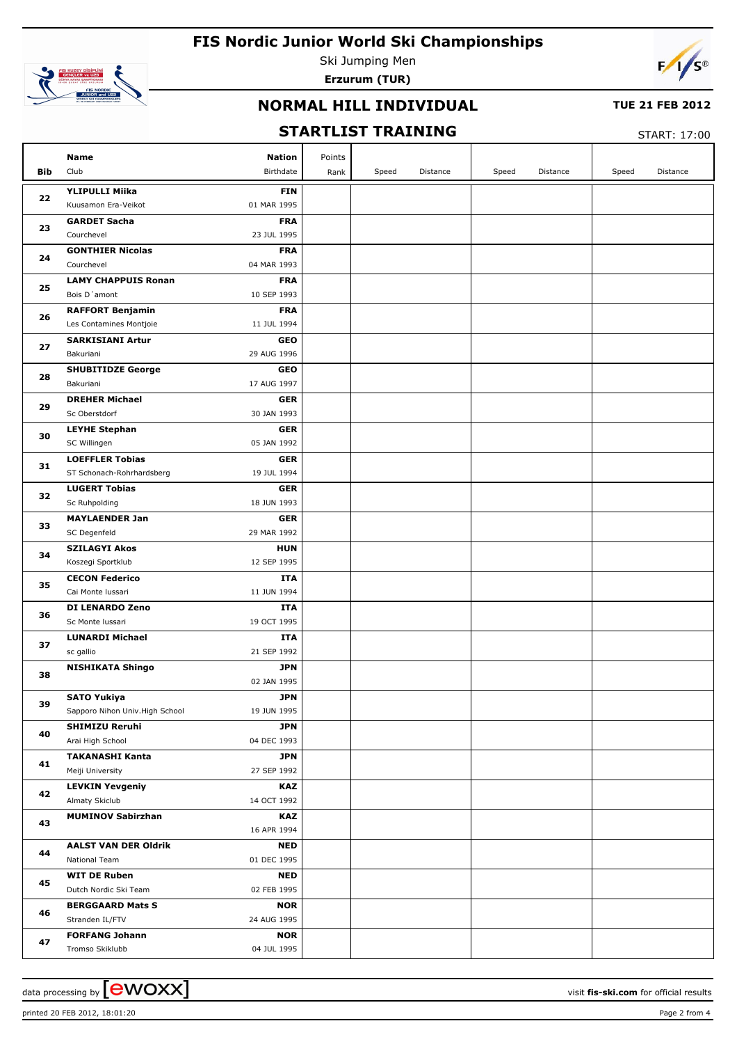# FIS Nordic Junior World Ski Championships

Ski Jumping Men

**Erzurum (TUR)**

## NORMAL HILL INDIVIDUAL

**TUE 21 FEB 2012**

## STARTLIST TRAINING

START: 17:00

| Bib | Name<br>Club | Nation<br>Birthdate | Points<br>Rank | Speed | Distance | Speed | Distance | Speed | Distance |
|---|---|---|---|---|---|---|---|---|---|
| 22 | **YLIPULLI Miika**<br>Kuusamon Era-Veikot | **FIN**<br>01 MAR 1995 | | | | | | | |
| 23 | **GARDET Sacha**<br>Courchevel | **FRA**<br>23 JUL 1995 | | | | | | | |
| 24 | **GONTHIER Nicolas**<br>Courchevel | **FRA**<br>04 MAR 1993 | | | | | | | |
| 25 | **LAMY CHAPPUIS Ronan**<br>Bois D´amont | **FRA**<br>10 SEP 1993 | | | | | | | |
| 26 | **RAFFORT Benjamin**<br>Les Contamines Montjoie | **FRA**<br>11 JUL 1994 | | | | | | | |
| 27 | **SARKISIANI Artur**<br>Bakuriani | **GEO**<br>29 AUG 1996 | | | | | | | |
| 28 | **SHUBITIDZE George**<br>Bakuriani | **GEO**<br>17 AUG 1997 | | | | | | | |
| 29 | **DREHER Michael**<br>Sc Oberstdorf | **GER**<br>30 JAN 1993 | | | | | | | |
| 30 | **LEYHE Stephan**<br>SC Willingen | **GER**<br>05 JAN 1992 | | | | | | | |
| 31 | **LOEFFLER Tobias**<br>ST Schonach-Rohrhardsberg | **GER**<br>19 JUL 1994 | | | | | | | |
| 32 | **LUGERT Tobias**<br>Sc Ruhpolding | **GER**<br>18 JUN 1993 | | | | | | | |
| 33 | **MAYLAENDER Jan**<br>SC Degenfeld | **GER**<br>29 MAR 1992 | | | | | | | |
| 34 | **SZILAGYI Akos**<br>Koszegi Sportklub | **HUN**<br>12 SEP 1995 | | | | | | | |
| 35 | **CECON Federico**<br>Cai Monte lussari | **ITA**<br>11 JUN 1994 | | | | | | | |
| 36 | **DI LENARDO Zeno**<br>Sc Monte lussari | **ITA**<br>19 OCT 1995 | | | | | | | |
| 37 | **LUNARDI Michael**<br>sc gallio | **ITA**<br>21 SEP 1992 | | | | | | | |
| 38 | **NISHIKATA Shingo** | **JPN**<br>02 JAN 1995 | | | | | | | |
| 39 | **SATO Yukiya**<br>Sapporo Nihon Univ.High School | **JPN**<br>19 JUN 1995 | | | | | | | |
| 40 | **SHIMIZU Reruhi**<br>Arai High School | **JPN**<br>04 DEC 1993 | | | | | | | |
| 41 | **TAKANASHI Kanta**<br>Meiji University | **JPN**<br>27 SEP 1992 | | | | | | | |
| 42 | **LEVKIN Yevgeniy**<br>Almaty Skiclub | **KAZ**<br>14 OCT 1992 | | | | | | | |
| 43 | **MUMINOV Sabirzhan** | **KAZ**<br>16 APR 1994 | | | | | | | |
| 44 | **AALST VAN DER Oldrik**<br>National Team | **NED**<br>01 DEC 1995 | | | | | | | |
| 45 | **WIT DE Ruben**<br>Dutch Nordic Ski Team | **NED**<br>02 FEB 1995 | | | | | | | |
| 46 | **BERGGAARD Mats S**<br>Stranden IL/FTV | **NOR**<br>24 AUG 1995 | | | | | | | |
| 47 | **FORFANG Johann**<br>Tromso Skiklubb | **NOR**<br>04 JUL 1995 | | | | | | | |

data processing by ewoxx — visit **fis-ski.com** for official results

printed 20 FEB 2012, 18:01:20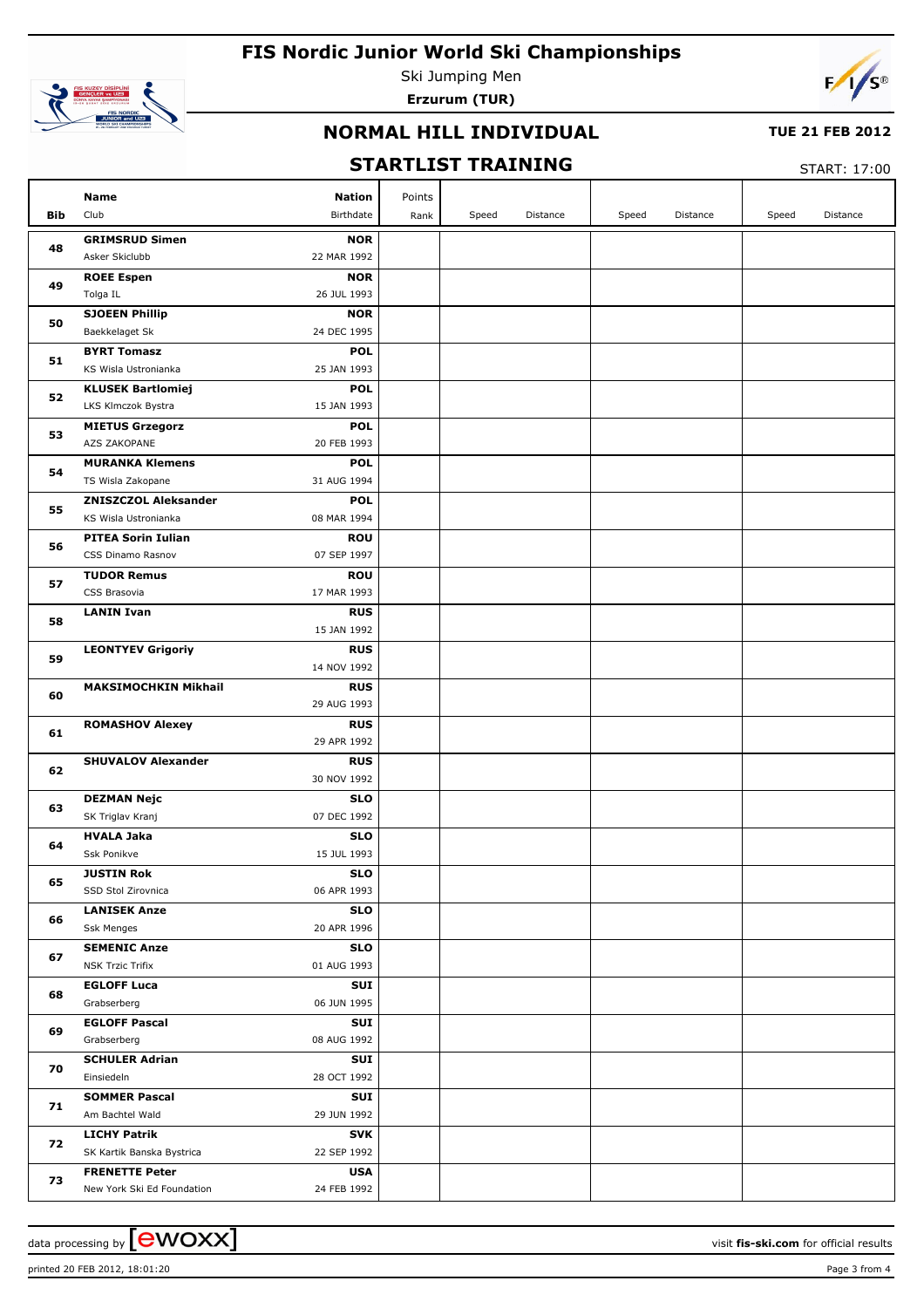# FIS Nordic Junior World Ski Championships

Ski Jumping Men

**Erzurum (TUR)**

## NORMAL HILL INDIVIDUAL

**TUE 21 FEB 2012**

## STARTLIST TRAINING

START: 17:00

| Bib | Name / Club | Nation / Birthdate | Points / Rank | Speed | Distance | Speed | Distance | Speed | Distance |
|---|---|---|---|---|---|---|---|---|---|
| 48 | **GRIMSRUD Simen** Asker Skiclubb | **NOR** 22 MAR 1992 | | | | | | | |
| 49 | **ROEE Espen** Tolga IL | **NOR** 26 JUL 1993 | | | | | | | |
| 50 | **SJOEEN Phillip** Baekkelaget Sk | **NOR** 24 DEC 1995 | | | | | | | |
| 51 | **BYRT Tomasz** KS Wisla Ustronianka | **POL** 25 JAN 1993 | | | | | | | |
| 52 | **KLUSEK Bartlomiej** LKS Klmczok Bystra | **POL** 15 JAN 1993 | | | | | | | |
| 53 | **MIETUS Grzegorz** AZS ZAKOPANE | **POL** 20 FEB 1993 | | | | | | | |
| 54 | **MURANKA Klemens** TS Wisla Zakopane | **POL** 31 AUG 1994 | | | | | | | |
| 55 | **ZNISZCZOL Aleksander** KS Wisla Ustronianka | **POL** 08 MAR 1994 | | | | | | | |
| 56 | **PITEA Sorin Iulian** CSS Dinamo Rasnov | **ROU** 07 SEP 1997 | | | | | | | |
| 57 | **TUDOR Remus** CSS Brasovia | **ROU** 17 MAR 1993 | | | | | | | |
| 58 | **LANIN Ivan** | **RUS** 15 JAN 1992 | | | | | | | |
| 59 | **LEONTYEV Grigoriy** | **RUS** 14 NOV 1992 | | | | | | | |
| 60 | **MAKSIMOCHKIN Mikhail** | **RUS** 29 AUG 1993 | | | | | | | |
| 61 | **ROMASHOV Alexey** | **RUS** 29 APR 1992 | | | | | | | |
| 62 | **SHUVALOV Alexander** | **RUS** 30 NOV 1992 | | | | | | | |
| 63 | **DEZMAN Nejc** SK Triglav Kranj | **SLO** 07 DEC 1992 | | | | | | | |
| 64 | **HVALA Jaka** Ssk Ponikve | **SLO** 15 JUL 1993 | | | | | | | |
| 65 | **JUSTIN Rok** SSD Stol Zirovnica | **SLO** 06 APR 1993 | | | | | | | |
| 66 | **LANISEK Anze** Ssk Menges | **SLO** 20 APR 1996 | | | | | | | |
| 67 | **SEMENIC Anze** NSK Trzic Trifix | **SLO** 01 AUG 1993 | | | | | | | |
| 68 | **EGLOFF Luca** Grabserberg | **SUI** 06 JUN 1995 | | | | | | | |
| 69 | **EGLOFF Pascal** Grabserberg | **SUI** 08 AUG 1992 | | | | | | | |
| 70 | **SCHULER Adrian** Einsiedeln | **SUI** 28 OCT 1992 | | | | | | | |
| 71 | **SOMMER Pascal** Am Bachtel Wald | **SUI** 29 JUN 1992 | | | | | | | |
| 72 | **LICHY Patrik** SK Kartik Banska Bystrica | **SVK** 22 SEP 1992 | | | | | | | |
| 73 | **FRENETTE Peter** New York Ski Ed Foundation | **USA** 24 FEB 1992 | | | | | | | |

data processing by ewoxx — visit fis-ski.com for official results

printed 20 FEB 2012, 18:01:20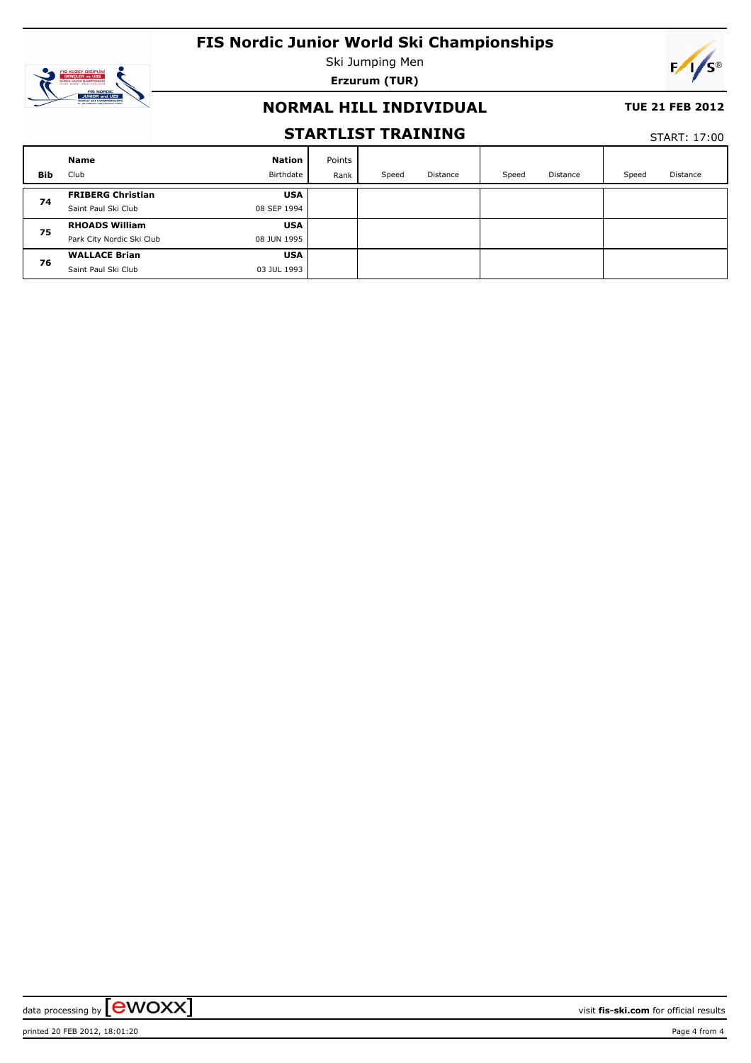# FIS Nordic Junior World Ski Championships

Ski Jumping Men

**Erzurum (TUR)**

## NORMAL HILL INDIVIDUAL

**TUE 21 FEB 2012**

## STARTLIST TRAINING

START: 17:00

| Bib | Name / Club | Nation / Birthdate | Points / Rank | Speed | Distance | Speed | Distance | Speed | Distance |
|---|---|---|---|---|---|---|---|---|---|
| 74 | **FRIBERG Christian**<br>Saint Paul Ski Club | **USA**<br>08 SEP 1994 | | | | | | | |
| 75 | **RHOADS William**<br>Park City Nordic Ski Club | **USA**<br>08 JUN 1995 | | | | | | | |
| 76 | **WALLACE Brian**<br>Saint Paul Ski Club | **USA**<br>03 JUL 1993 | | | | | | | |

data processing by [ewoxx]

visit **fis-ski.com** for official results

printed 20 FEB 2012, 18:01:20